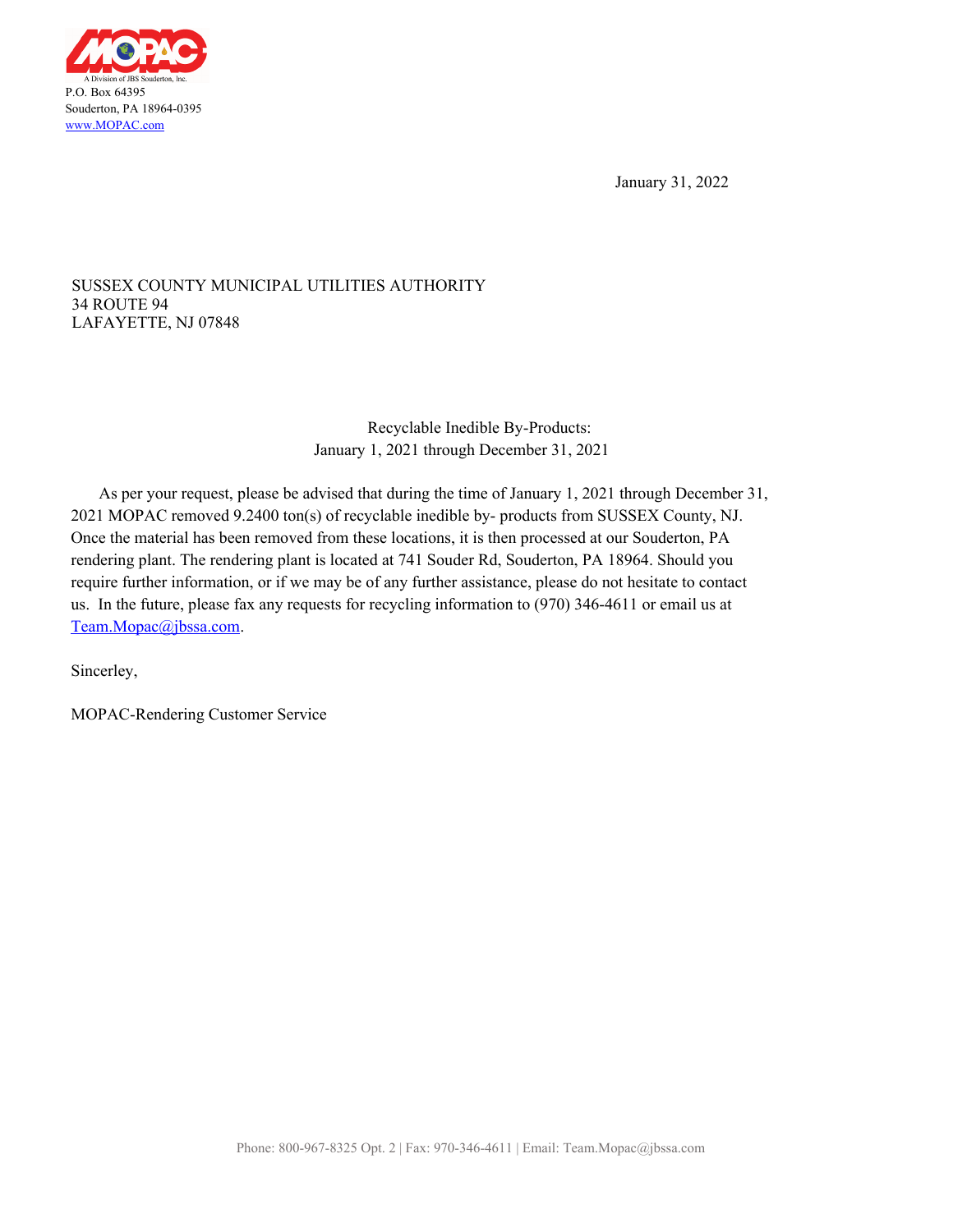MOPAC

A Division of JBS Souderton, Inc.

P.O. Box 64395
Souderton, PA 18964-0395
www.MOPAC.com

January 31, 2022

SUSSEX COUNTY MUNICIPAL UTILITIES AUTHORITY
34 ROUTE 94
LAFAYETTE, NJ 07848

Recyclable Inedible By-Products:
January 1, 2021 through December 31, 2021

As per your request, please be advised that during the time of January 1, 2021 through December 31, 2021 MOPAC removed 9.2400 ton(s) of recyclable inedible by- products from SUSSEX County, NJ. Once the material has been removed from these locations, it is then processed at our Souderton, PA rendering plant. The rendering plant is located at 741 Souder Rd, Souderton, PA 18964. Should you require further information, or if we may be of any further assistance, please do not hesitate to contact us. In the future, please fax any requests for recycling information to (970) 346-4611 or email us at Team.Mopac@jbssa.com.

Sincerley,

MOPAC-Rendering Customer Service

Phone: 800-967-8325 Opt. 2 | Fax: 970-346-4611 | Email: Team.Mopac@jbssa.com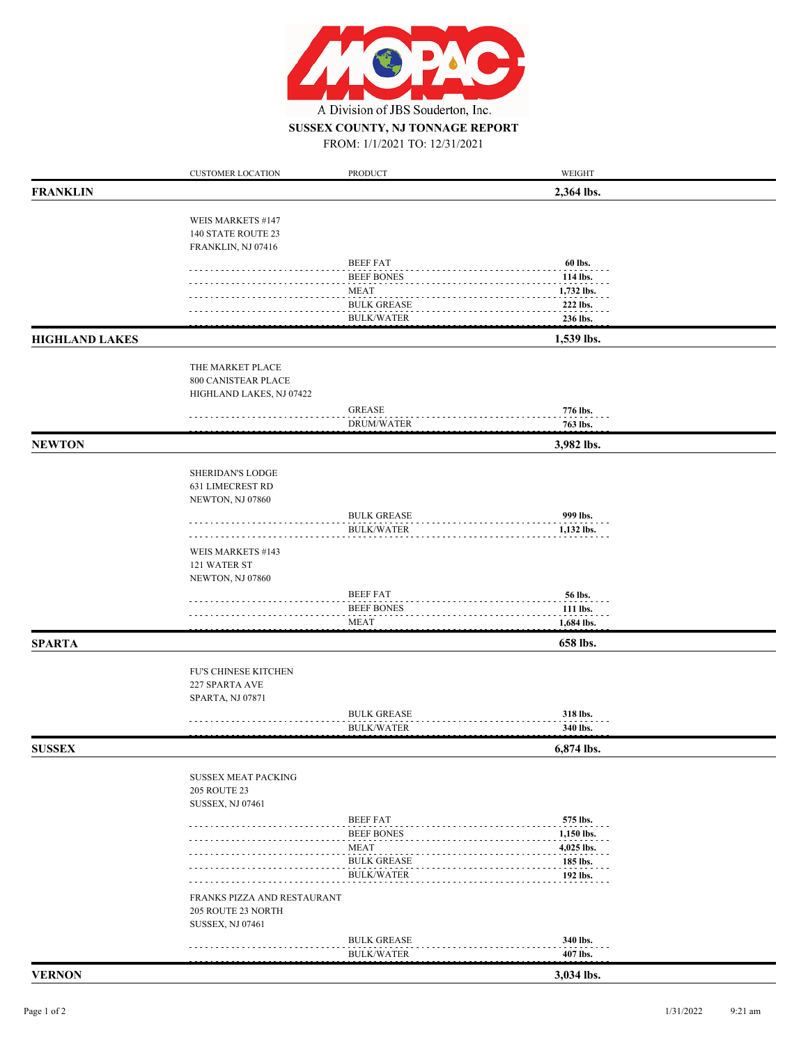MOPAC

A Division of JBS Souderton, Inc.

**SUSSEX COUNTY, NJ TONNAGE REPORT**

FROM: 1/1/2021 TO: 12/31/2021

| | CUSTOMER LOCATION | PRODUCT | WEIGHT |
|---|---|---|---|
| **FRANKLIN** | | | **2,364 lbs.** |
| | WEIS MARKETS #147<br>140 STATE ROUTE 23<br>FRANKLIN, NJ 07416 | | |
| | | BEEF FAT | **60 lbs.** |
| | | BEEF BONES | **114 lbs.** |
| | | MEAT | **1,732 lbs.** |
| | | BULK GREASE | **222 lbs.** |
| | | BULK/WATER | **236 lbs.** |
| **HIGHLAND LAKES** | | | **1,539 lbs.** |
| | THE MARKET PLACE<br>800 CANISTEAR PLACE<br>HIGHLAND LAKES, NJ 07422 | | |
| | | GREASE | **776 lbs.** |
| | | DRUM/WATER | **763 lbs.** |
| **NEWTON** | | | **3,982 lbs.** |
| | SHERIDAN'S LODGE<br>631 LIMECREST RD<br>NEWTON, NJ 07860 | | |
| | | BULK GREASE | **999 lbs.** |
| | | BULK/WATER | **1,132 lbs.** |
| | WEIS MARKETS #143<br>121 WATER ST<br>NEWTON, NJ 07860 | | |
| | | BEEF FAT | **56 lbs.** |
| | | BEEF BONES | **111 lbs.** |
| | | MEAT | **1,684 lbs.** |
| **SPARTA** | | | **658 lbs.** |
| | FU'S CHINESE KITCHEN<br>227 SPARTA AVE<br>SPARTA, NJ 07871 | | |
| | | BULK GREASE | **318 lbs.** |
| | | BULK/WATER | **340 lbs.** |
| **SUSSEX** | | | **6,874 lbs.** |
| | SUSSEX MEAT PACKING<br>205 ROUTE 23<br>SUSSEX, NJ 07461 | | |
| | | BEEF FAT | **575 lbs.** |
| | | BEEF BONES | **1,150 lbs.** |
| | | MEAT | **4,025 lbs.** |
| | | BULK GREASE | **185 lbs.** |
| | | BULK/WATER | **192 lbs.** |
| | FRANKS PIZZA AND RESTAURANT<br>205 ROUTE 23 NORTH<br>SUSSEX, NJ 07461 | | |
| | | BULK GREASE | **340 lbs.** |
| | | BULK/WATER | **407 lbs.** |
| **VERNON** | | | **3,034 lbs.** |

1/31/2022 9:21 am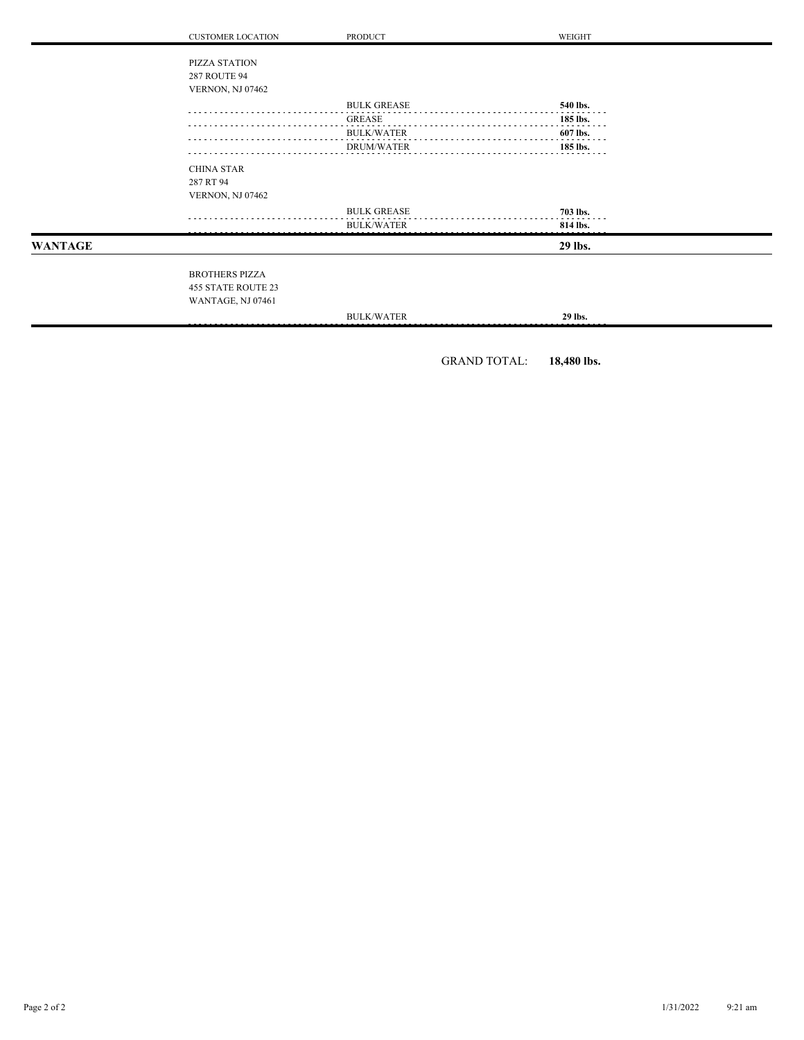| | CUSTOMER LOCATION | PRODUCT | WEIGHT |
|---|---|---|---|
| | PIZZA STATION<br>287 ROUTE 94<br>VERNON, NJ 07462 | | |
| | | BULK GREASE | **540 lbs.** |
| | | GREASE | **185 lbs.** |
| | | BULK/WATER | **607 lbs.** |
| | | DRUM/WATER | **185 lbs.** |
| | CHINA STAR<br>287 RT 94<br>VERNON, NJ 07462 | | |
| | | BULK GREASE | **703 lbs.** |
| | | BULK/WATER | **814 lbs.** |
| **WANTAGE** | | | **29 lbs.** |
| | BROTHERS PIZZA<br>455 STATE ROUTE 23<br>WANTAGE, NJ 07461 | | |
| | | BULK/WATER | **29 lbs.** |

GRAND TOTAL: **18,480 lbs.**

1/31/2022 9:21 am